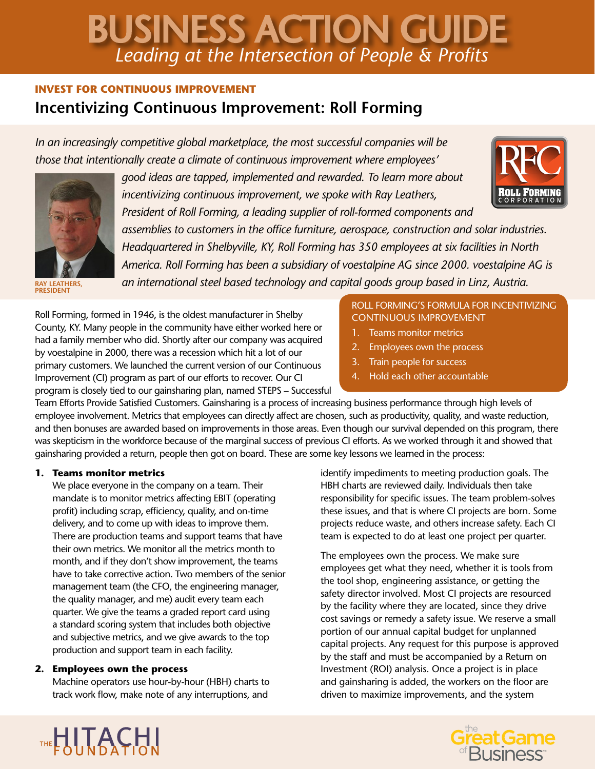# BUSINESS ACTION GUIDE

*Leading at the Intersection of People & Profits*

**INVEST FOR CONTINUOUS IMPROVEMENT**

## Incentivizing Continuous Improvement: Roll Forming

*In an increasingly competitive global marketplace, the most successful companies will be those that intentionally create a climate of continuous improvement where employees' good ideas are tapped, implemented and rewarded. To learn more about incentivizing continuous improvement, we spoke with Ray Leathers, President of Roll Forming, a leading supplier of roll-formed components and assemblies to customers in the office furniture, aerospace, construction and solar industries. Headquartered in Shelbyville, KY, Roll Forming has 350 employees at six facilities in North America. Roll Forming has been a subsidiary of voestalpine AG since 2000. voestalpine AG is an international steel based technology and capital goods group based in Linz, Austria.*

RAY LEATHERS, PRESIDENT

> **ROLL FORMING'S FORMULA FOR INCENTIVIZING CONTINUOUS IMPROVEMENT**
> 1. Teams monitor metrics
> 2. Employees own the process
> 3. Train people for success
> 4. Hold each other accountable

Roll Forming, formed in 1946, is the oldest manufacturer in Shelby County, KY. Many people in the community have either worked here or had a family member who did. Shortly after our company was acquired by voestalpine in 2000, there was a recession which hit a lot of our primary customers. We launched the current version of our Continuous Improvement (CI) program as part of our efforts to recover. Our CI program is closely tied to our gainsharing plan, named STEPS – Successful Team Efforts Provide Satisfied Customers. Gainsharing is a process of increasing business performance through high levels of employee involvement. Metrics that employees can directly affect are chosen, such as productivity, quality, and waste reduction, and then bonuses are awarded based on improvements in those areas. Even though our survival depended on this program, there was skepticism in the workforce because of the marginal success of previous CI efforts. As we worked through it and showed that gainsharing provided a return, people then got on board. These are some key lessons we learned in the process:

1. **Teams monitor metrics**
   We place everyone in the company on a team. Their mandate is to monitor metrics affecting EBIT (operating profit) including scrap, efficiency, quality, and on-time delivery, and to come up with ideas to improve them. There are production teams and support teams that have their own metrics. We monitor all the metrics month to month, and if they don't show improvement, the teams have to take corrective action. Two members of the senior management team (the CFO, the engineering manager, the quality manager, and me) audit every team each quarter. We give the teams a graded report card using a standard scoring system that includes both objective and subjective metrics, and we give awards to the top production and support team in each facility.

2. **Employees own the process**
   Machine operators use hour-by-hour (HBH) charts to track work flow, make note of any interruptions, and identify impediments to meeting production goals. The HBH charts are reviewed daily. Individuals then take responsibility for specific issues. The team problem-solves these issues, and that is where CI projects are born. Some projects reduce waste, and others increase safety. Each CI team is expected to do at least one project per quarter.

   The employees own the process. We make sure employees get what they need, whether it is tools from the tool shop, engineering assistance, or getting the safety director involved. Most CI projects are resourced by the facility where they are located, since they drive cost savings or remedy a safety issue. We reserve a small portion of our annual capital budget for unplanned capital projects. Any request for this purpose is approved by the staff and must be accompanied by a Return on Investment (ROI) analysis. Once a project is in place and gainsharing is added, the workers on the floor are driven to maximize improvements, and the system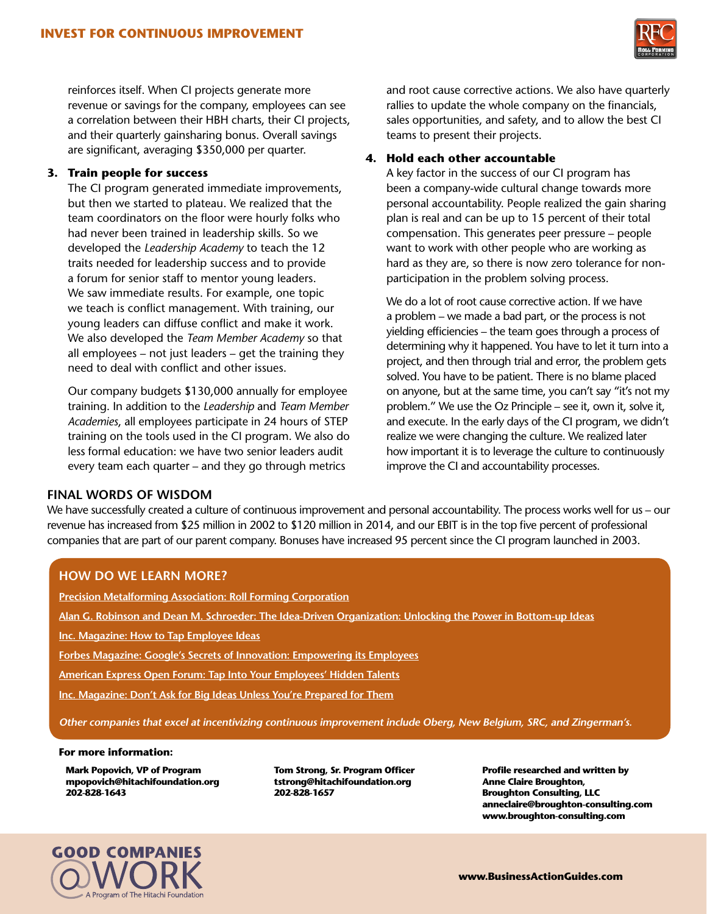reinforces itself. When CI projects generate more revenue or savings for the company, employees can see a correlation between their HBH charts, their CI projects, and their quarterly gainsharing bonus. Overall savings are significant, averaging $350,000 per quarter.

3. **Train people for success**

   The CI program generated immediate improvements, but then we started to plateau. We realized that the team coordinators on the floor were hourly folks who had never been trained in leadership skills. So we developed the *Leadership Academy* to teach the 12 traits needed for leadership success and to provide a forum for senior staff to mentor young leaders. We saw immediate results. For example, one topic we teach is conflict management. With training, our young leaders can diffuse conflict and make it work. We also developed the *Team Member Academy* so that all employees – not just leaders – get the training they need to deal with conflict and other issues.

   Our company budgets $130,000 annually for employee training. In addition to the *Leadership* and *Team Member Academies*, all employees participate in 24 hours of STEP training on the tools used in the CI program. We also do less formal education: we have two senior leaders audit every team each quarter – and they go through metrics and root cause corrective actions. We also have quarterly rallies to update the whole company on the financials, sales opportunities, and safety, and to allow the best CI teams to present their projects.

4. **Hold each other accountable**

   A key factor in the success of our CI program has been a company-wide cultural change towards more personal accountability. People realized the gain sharing plan is real and can be up to 15 percent of their total compensation. This generates peer pressure – people want to work with other people who are working as hard as they are, so there is now zero tolerance for non-participation in the problem solving process.

   We do a lot of root cause corrective action. If we have a problem – we made a bad part, or the process is not yielding efficiencies – the team goes through a process of determining why it happened. You have to let it turn into a project, and then through trial and error, the problem gets solved. You have to be patient. There is no blame placed on anyone, but at the same time, you can't say "it's not my problem." We use the Oz Principle – see it, own it, solve it, and execute. In the early days of the CI program, we didn't realize we were changing the culture. We realized later how important it is to leverage the culture to continuously improve the CI and accountability processes.

## FINAL WORDS OF WISDOM

We have successfully created a culture of continuous improvement and personal accountability. The process works well for us – our revenue has increased from $25 million in 2002 to $120 million in 2014, and our EBIT is in the top five percent of professional companies that are part of our parent company. Bonuses have increased 95 percent since the CI program launched in 2003.

## HOW DO WE LEARN MORE?

Precision Metalforming Association: Roll Forming Corporation

Alan G. Robinson and Dean M. Schroeder: The Idea-Driven Organization: Unlocking the Power in Bottom-up Ideas

Inc. Magazine: How to Tap Employee Ideas

Forbes Magazine: Google's Secrets of Innovation: Empowering its Employees

American Express Open Forum: Tap Into Your Employees' Hidden Talents

Inc. Magazine: Don't Ask for Big Ideas Unless You're Prepared for Them

*Other companies that excel at incentivizing continuous improvement include Oberg, New Belgium, SRC, and Zingerman's.*

**For more information:**

**Mark Popovich, VP of Program**
**mpopovich@hitachifoundation.org**
**202-828-1643**

**Tom Strong, Sr. Program Officer**
**tstrong@hitachifoundation.org**
**202-828-1657**

**Profile researched and written by**
**Anne Claire Broughton,**
**Broughton Consulting, LLC**
**anneclaire@broughton-consulting.com**
**www.broughton-consulting.com**

GOOD COMPANIES @WORK
A Program of The Hitachi Foundation

**www.BusinessActionGuides.com**